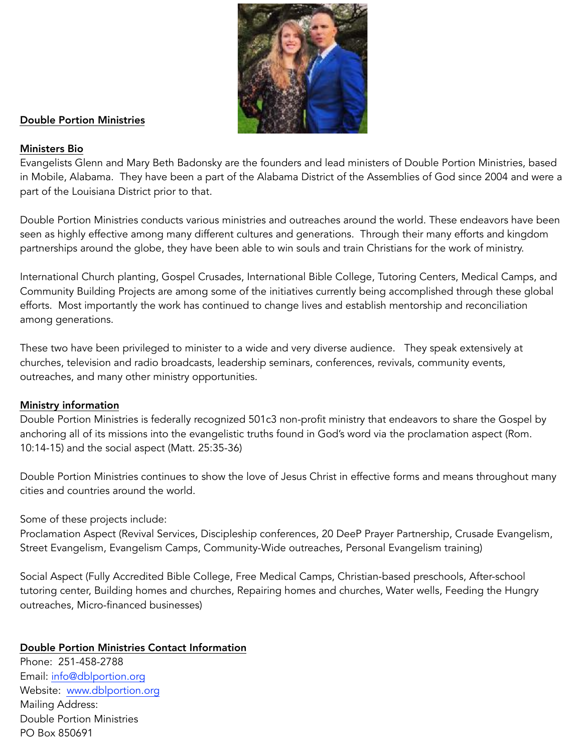**Double Portion Ministries**

**Ministers Bio**

Evangelists Glenn and Mary Beth Badonsky are the founders and lead ministers of Double Portion Ministries, based in Mobile, Alabama. They have been a part of the Alabama District of the Assemblies of God since 2004 and were a part of the Louisiana District prior to that.

Double Portion Ministries conducts various ministries and outreaches around the world. These endeavors have been seen as highly effective among many different cultures and generations. Through their many efforts and kingdom partnerships around the globe, they have been able to win souls and train Christians for the work of ministry.

International Church planting, Gospel Crusades, International Bible College, Tutoring Centers, Medical Camps, and Community Building Projects are among some of the initiatives currently being accomplished through these global efforts. Most importantly the work has continued to change lives and establish mentorship and reconciliation among generations.

These two have been privileged to minister to a wide and very diverse audience. They speak extensively at churches, television and radio broadcasts, leadership seminars, conferences, revivals, community events, outreaches, and many other ministry opportunities.

**Ministry information**

Double Portion Ministries is federally recognized 501c3 non-profit ministry that endeavors to share the Gospel by anchoring all of its missions into the evangelistic truths found in God's word via the proclamation aspect (Rom. 10:14-15) and the social aspect (Matt. 25:35-36)

Double Portion Ministries continues to show the love of Jesus Christ in effective forms and means throughout many cities and countries around the world.

Some of these projects include:
Proclamation Aspect (Revival Services, Discipleship conferences, 20 DeeP Prayer Partnership, Crusade Evangelism, Street Evangelism, Evangelism Camps, Community-Wide outreaches, Personal Evangelism training)

Social Aspect (Fully Accredited Bible College, Free Medical Camps, Christian-based preschools, After-school tutoring center, Building homes and churches, Repairing homes and churches, Water wells, Feeding the Hungry outreaches, Micro-financed businesses)

**Double Portion Ministries Contact Information**

Phone: 251-458-2788
Email: info@dblportion.org
Website: www.dblportion.org
Mailing Address:
Double Portion Ministries
PO Box 850691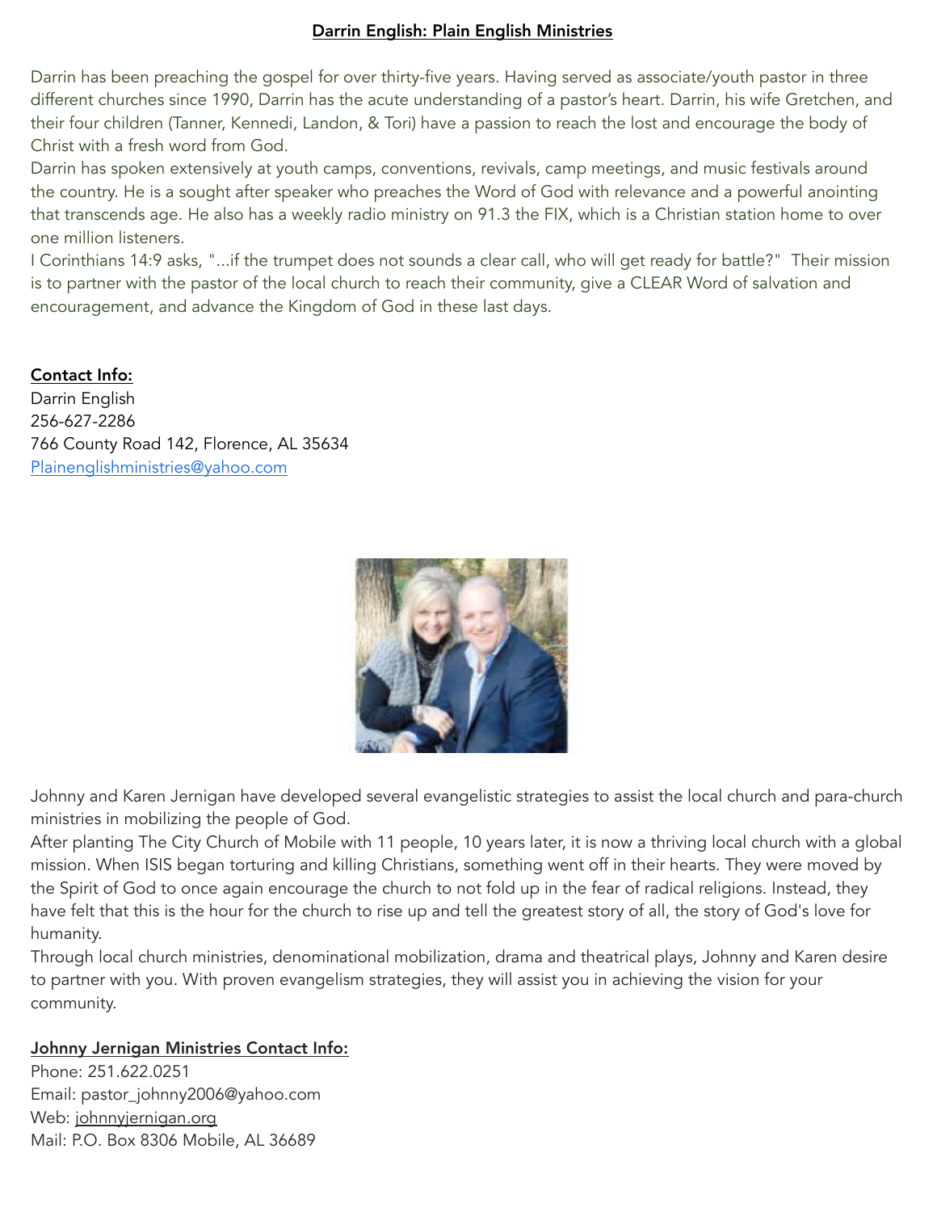## Darrin English: Plain English Ministries

Darrin has been preaching the gospel for over thirty-five years. Having served as associate/youth pastor in three different churches since 1990, Darrin has the acute understanding of a pastor's heart. Darrin, his wife Gretchen, and their four children (Tanner, Kennedi, Landon, & Tori) have a passion to reach the lost and encourage the body of Christ with a fresh word from God.

Darrin has spoken extensively at youth camps, conventions, revivals, camp meetings, and music festivals around the country. He is a sought after speaker who preaches the Word of God with relevance and a powerful anointing that transcends age. He also has a weekly radio ministry on 91.3 the FIX, which is a Christian station home to over one million listeners.

I Corinthians 14:9 asks, "...if the trumpet does not sounds a clear call, who will get ready for battle?" Their mission is to partner with the pastor of the local church to reach their community, give a CLEAR Word of salvation and encouragement, and advance the Kingdom of God in these last days.

**Contact Info:**

Darrin English
256-627-2286
766 County Road 142, Florence, AL 35634
Plainenglishministries@yahoo.com

Johnny and Karen Jernigan have developed several evangelistic strategies to assist the local church and para-church ministries in mobilizing the people of God.

After planting The City Church of Mobile with 11 people, 10 years later, it is now a thriving local church with a global mission. When ISIS began torturing and killing Christians, something went off in their hearts. They were moved by the Spirit of God to once again encourage the church to not fold up in the fear of radical religions. Instead, they have felt that this is the hour for the church to rise up and tell the greatest story of all, the story of God's love for humanity.

Through local church ministries, denominational mobilization, drama and theatrical plays, Johnny and Karen desire to partner with you. With proven evangelism strategies, they will assist you in achieving the vision for your community.

**Johnny Jernigan Ministries Contact Info:**

Phone: 251.622.0251
Email: pastor_johnny2006@yahoo.com
Web: johnnyjernigan.org
Mail: P.O. Box 8306 Mobile, AL 36689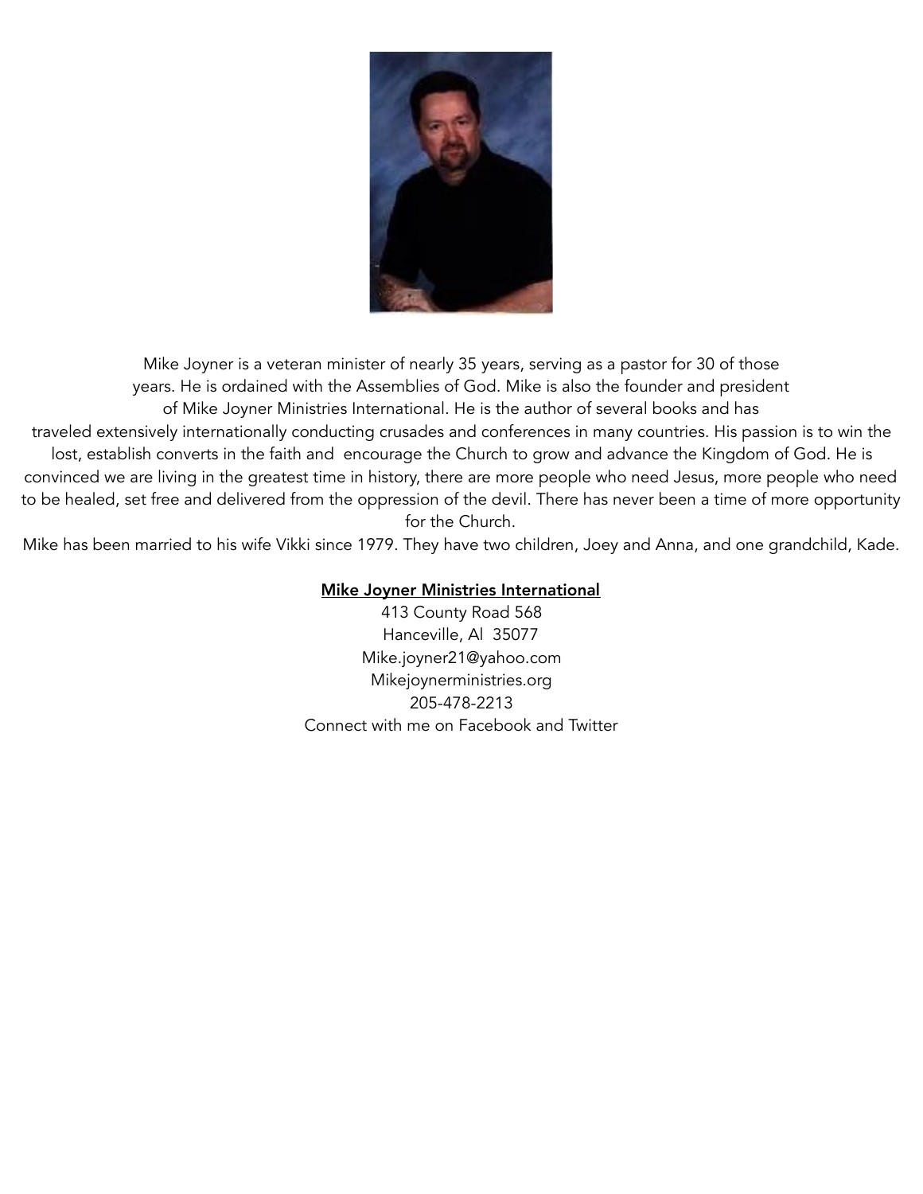Mike Joyner is a veteran minister of nearly 35 years, serving as a pastor for 30 of those years. He is ordained with the Assemblies of God. Mike is also the founder and president of Mike Joyner Ministries International. He is the author of several books and has traveled extensively internationally conducting crusades and conferences in many countries. His passion is to win the lost, establish converts in the faith and encourage the Church to grow and advance the Kingdom of God. He is convinced we are living in the greatest time in history, there are more people who need Jesus, more people who need to be healed, set free and delivered from the oppression of the devil. There has never been a time of more opportunity for the Church.

Mike has been married to his wife Vikki since 1979. They have two children, Joey and Anna, and one grandchild, Kade.

**Mike Joyner Ministries International**

413 County Road 568
Hanceville, Al 35077
Mike.joyner21@yahoo.com
Mikejoynerministries.org
205-478-2213
Connect with me on Facebook and Twitter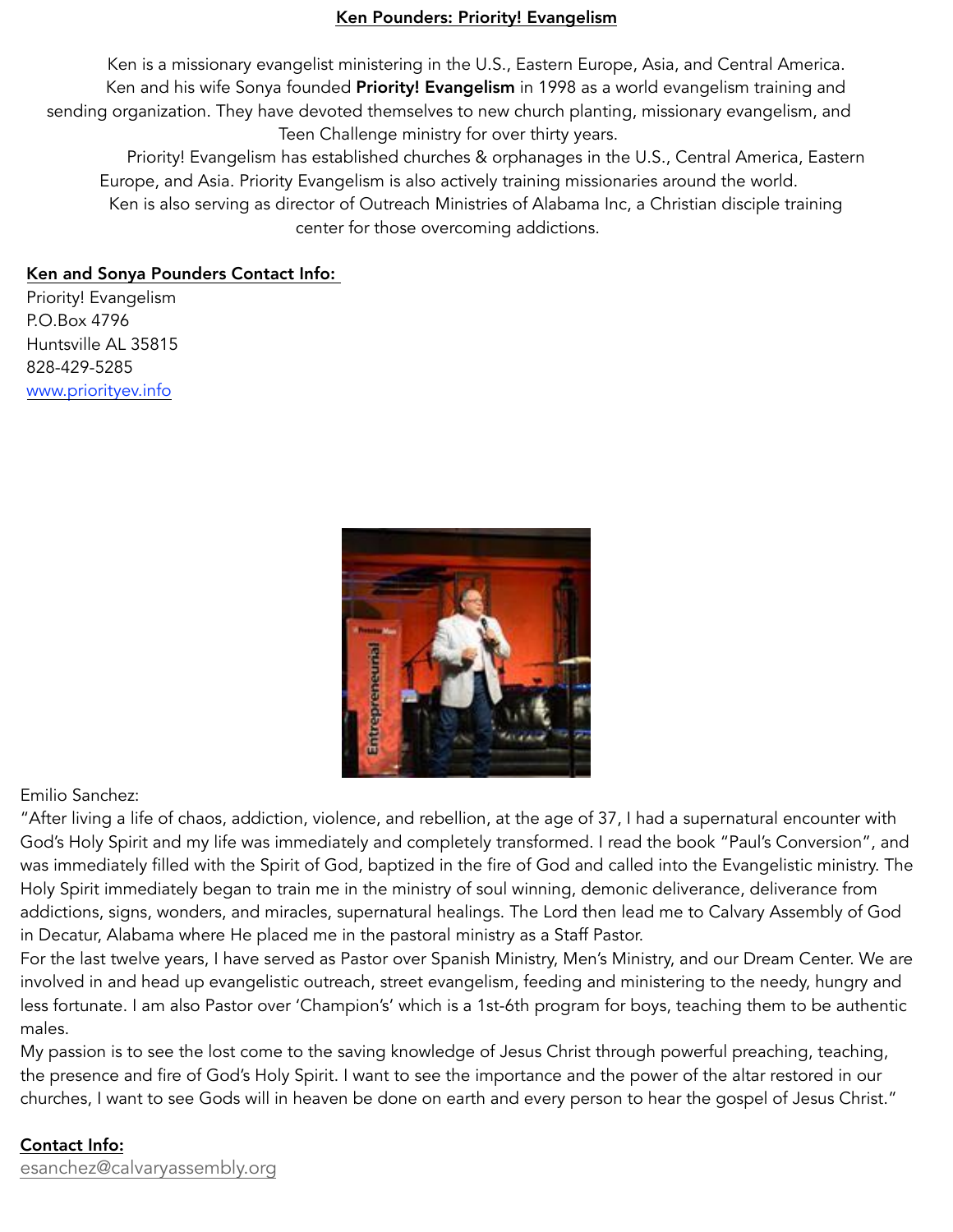**Ken Pounders: Priority! Evangelism**

Ken is a missionary evangelist ministering in the U.S., Eastern Europe, Asia, and Central America. Ken and his wife Sonya founded **Priority! Evangelism** in 1998 as a world evangelism training and sending organization. They have devoted themselves to new church planting, missionary evangelism, and Teen Challenge ministry for over thirty years.

Priority! Evangelism has established churches & orphanages in the U.S., Central America, Eastern Europe, and Asia. Priority Evangelism is also actively training missionaries around the world.

Ken is also serving as director of Outreach Ministries of Alabama Inc, a Christian disciple training center for those overcoming addictions.

**Ken and Sonya Pounders Contact Info:**

Priority! Evangelism
P.O.Box 4796
Huntsville AL 35815
828-429-5285
www.priorityev.info

Emilio Sanchez:

"After living a life of chaos, addiction, violence, and rebellion, at the age of 37, I had a supernatural encounter with God's Holy Spirit and my life was immediately and completely transformed. I read the book "Paul's Conversion", and was immediately filled with the Spirit of God, baptized in the fire of God and called into the Evangelistic ministry. The Holy Spirit immediately began to train me in the ministry of soul winning, demonic deliverance, deliverance from addictions, signs, wonders, and miracles, supernatural healings. The Lord then lead me to Calvary Assembly of God in Decatur, Alabama where He placed me in the pastoral ministry as a Staff Pastor.

For the last twelve years, I have served as Pastor over Spanish Ministry, Men's Ministry, and our Dream Center. We are involved in and head up evangelistic outreach, street evangelism, feeding and ministering to the needy, hungry and less fortunate. I am also Pastor over 'Champion's' which is a 1st-6th program for boys, teaching them to be authentic males.

My passion is to see the lost come to the saving knowledge of Jesus Christ through powerful preaching, teaching, the presence and fire of God's Holy Spirit. I want to see the importance and the power of the altar restored in our churches, I want to see Gods will in heaven be done on earth and every person to hear the gospel of Jesus Christ."

**Contact Info:**

esanchez@calvaryassembly.org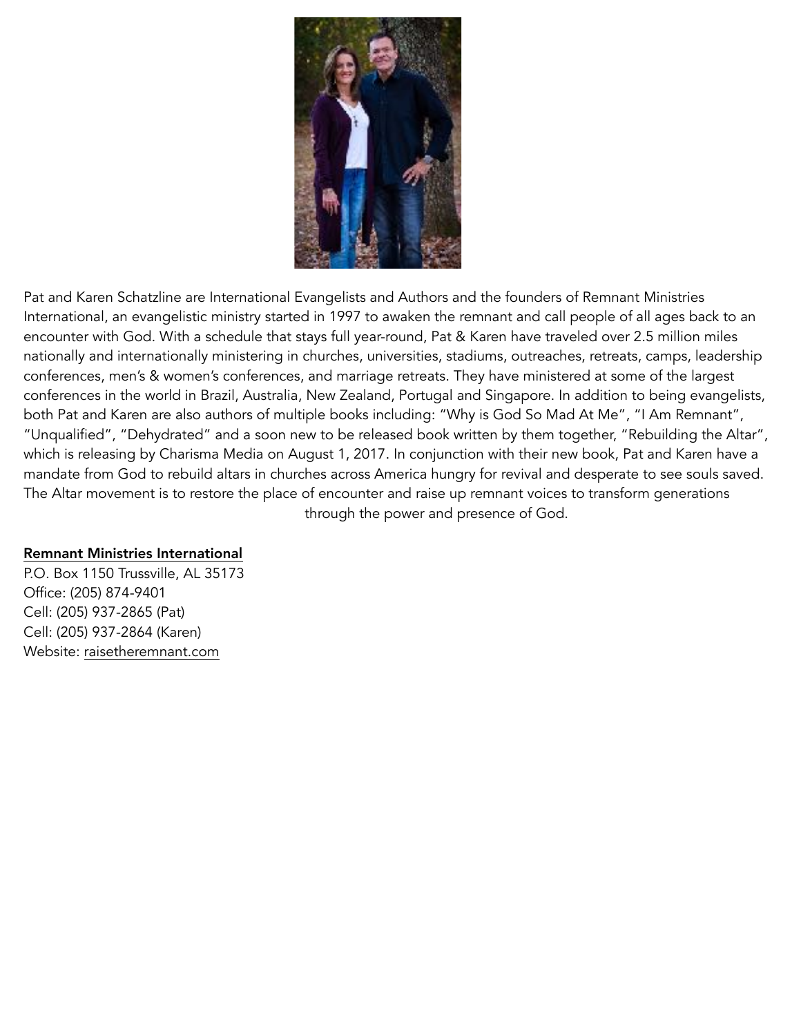Pat and Karen Schatzline are International Evangelists and Authors and the founders of Remnant Ministries International, an evangelistic ministry started in 1997 to awaken the remnant and call people of all ages back to an encounter with God. With a schedule that stays full year-round, Pat & Karen have traveled over 2.5 million miles nationally and internationally ministering in churches, universities, stadiums, outreaches, retreats, camps, leadership conferences, men's & women's conferences, and marriage retreats. They have ministered at some of the largest conferences in the world in Brazil, Australia, New Zealand, Portugal and Singapore. In addition to being evangelists, both Pat and Karen are also authors of multiple books including: "Why is God So Mad At Me", "I Am Remnant", "Unqualified", "Dehydrated" and a soon new to be released book written by them together, "Rebuilding the Altar", which is releasing by Charisma Media on August 1, 2017. In conjunction with their new book, Pat and Karen have a mandate from God to rebuild altars in churches across America hungry for revival and desperate to see souls saved. The Altar movement is to restore the place of encounter and raise up remnant voices to transform generations through the power and presence of God.

**Remnant Ministries International**
P.O. Box 1150 Trussville, AL 35173
Office: (205) 874-9401
Cell: (205) 937-2865 (Pat)
Cell: (205) 937-2864 (Karen)
Website: raisetheremnant.com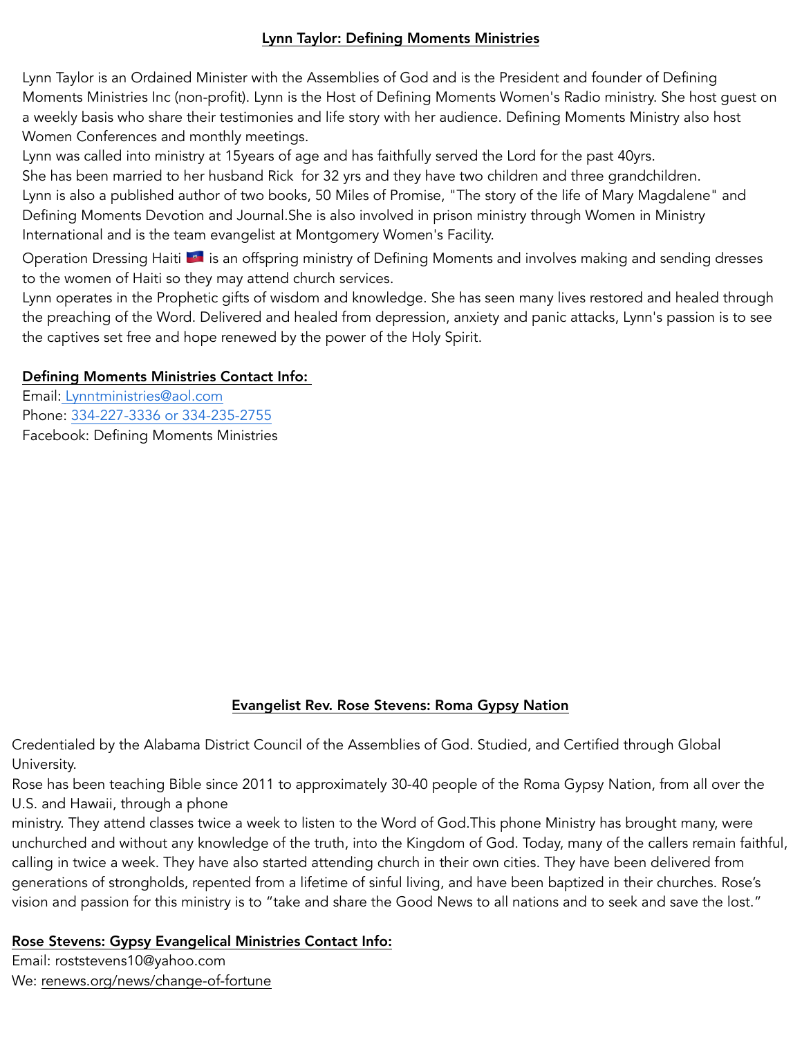## Lynn Taylor: Defining Moments Ministries

Lynn Taylor is an Ordained Minister with the Assemblies of God and is the President and founder of Defining Moments Ministries Inc (non-profit). Lynn is the Host of Defining Moments Women's Radio ministry. She host guest on a weekly basis who share their testimonies and life story with her audience. Defining Moments Ministry also host Women Conferences and monthly meetings.
Lynn was called into ministry at 15years of age and has faithfully served the Lord for the past 40yrs.
She has been married to her husband Rick for 32 yrs and they have two children and three grandchildren.
Lynn is also a published author of two books, 50 Miles of Promise, "The story of the life of Mary Magdalene" and Defining Moments Devotion and Journal.She is also involved in prison ministry through Women in Ministry International and is the team evangelist at Montgomery Women's Facility.
Operation Dressing Haiti 🇭🇹 is an offspring ministry of Defining Moments and involves making and sending dresses to the women of Haiti so they may attend church services.
Lynn operates in the Prophetic gifts of wisdom and knowledge. She has seen many lives restored and healed through the preaching of the Word. Delivered and healed from depression, anxiety and panic attacks, Lynn's passion is to see the captives set free and hope renewed by the power of the Holy Spirit.

**Defining Moments Ministries Contact Info:**
Email: Lynntministries@aol.com
Phone: 334-227-3336 or 334-235-2755
Facebook: Defining Moments Ministries

## Evangelist Rev. Rose Stevens: Roma Gypsy Nation

Credentialed by the Alabama District Council of the Assemblies of God. Studied, and Certified through Global University.
Rose has been teaching Bible since 2011 to approximately 30-40 people of the Roma Gypsy Nation, from all over the U.S. and Hawaii, through a phone
ministry. They attend classes twice a week to listen to the Word of God.This phone Ministry has brought many, were unchurched and without any knowledge of the truth, into the Kingdom of God. Today, many of the callers remain faithful, calling in twice a week. They have also started attending church in their own cities. They have been delivered from generations of strongholds, repented from a lifetime of sinful living, and have been baptized in their churches. Rose's vision and passion for this ministry is to "take and share the Good News to all nations and to seek and save the lost."

**Rose Stevens: Gypsy Evangelical Ministries Contact Info:**
Email: roststevens10@yahoo.com
We: renews.org/news/change-of-fortune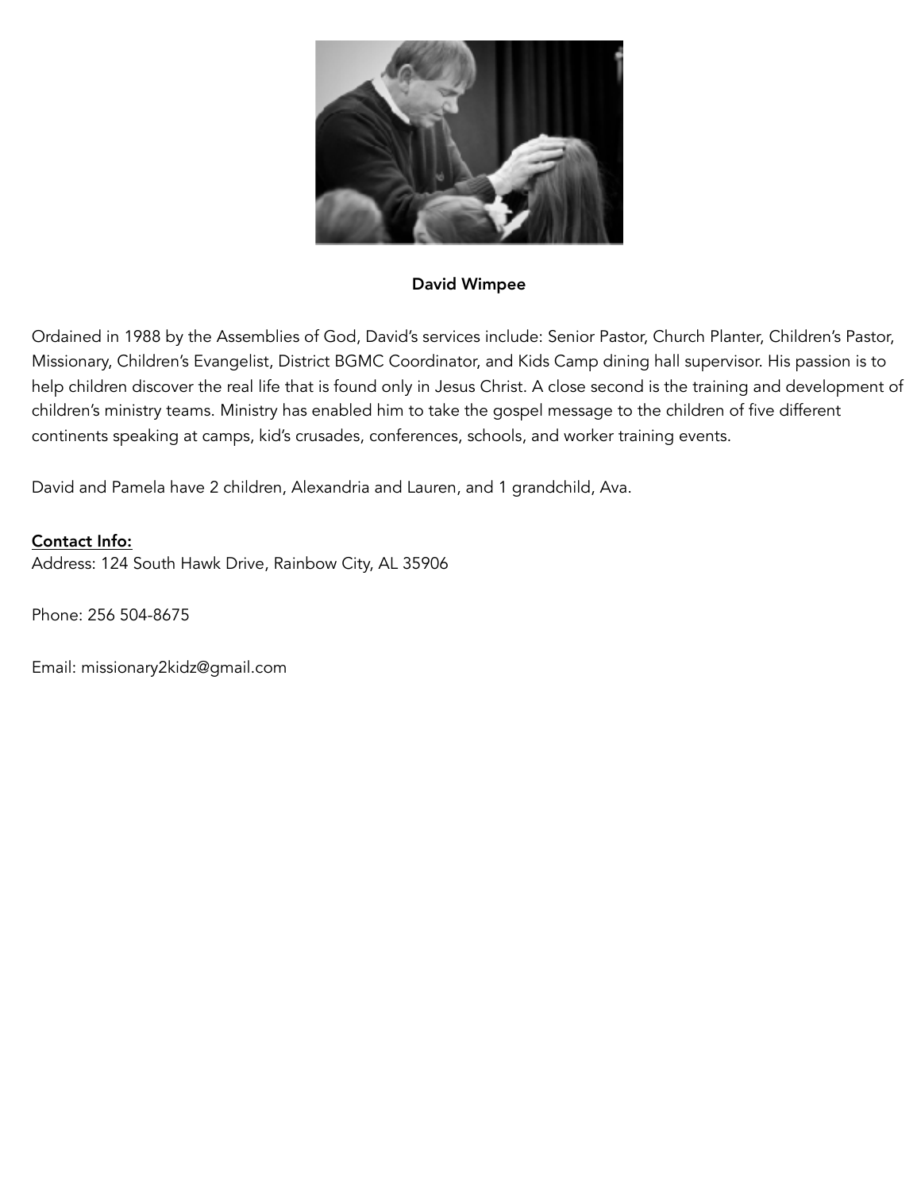**David Wimpee**

Ordained in 1988 by the Assemblies of God, David's services include: Senior Pastor, Church Planter, Children's Pastor, Missionary, Children's Evangelist, District BGMC Coordinator, and Kids Camp dining hall supervisor. His passion is to help children discover the real life that is found only in Jesus Christ. A close second is the training and development of children's ministry teams. Ministry has enabled him to take the gospel message to the children of five different continents speaking at camps, kid's crusades, conferences, schools, and worker training events.

David and Pamela have 2 children, Alexandria and Lauren, and 1 grandchild, Ava.

**Contact Info:**
Address: 124 South Hawk Drive, Rainbow City, AL 35906

Phone: 256 504-8675

Email: missionary2kidz@gmail.com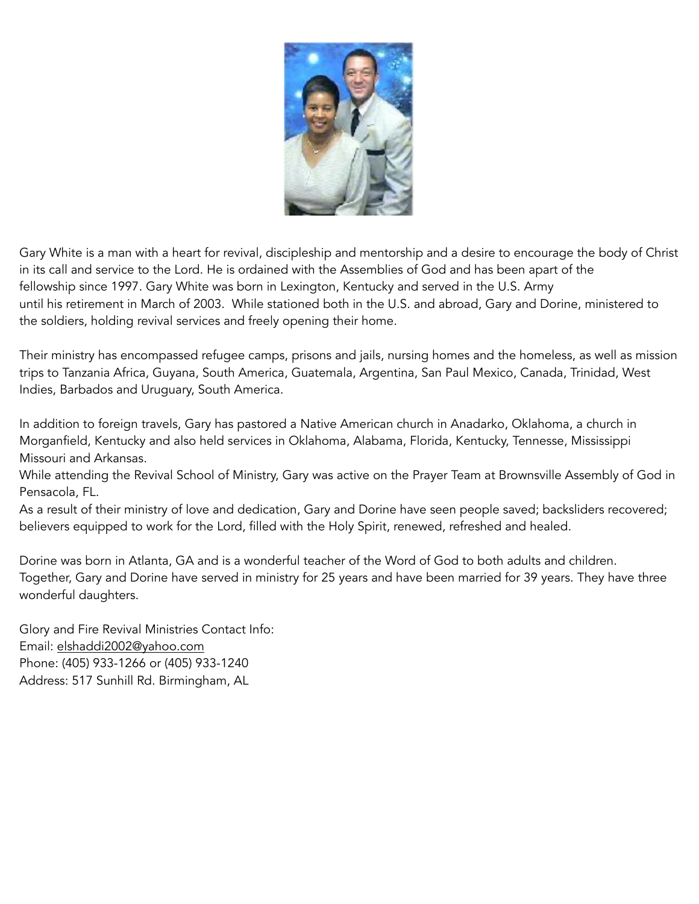Gary White is a man with a heart for revival, discipleship and mentorship and a desire to encourage the body of Christ in its call and service to the Lord. He is ordained with the Assemblies of God and has been apart of the fellowship since 1997. Gary White was born in Lexington, Kentucky and served in the U.S. Army until his retirement in March of 2003. While stationed both in the U.S. and abroad, Gary and Dorine, ministered to the soldiers, holding revival services and freely opening their home.

Their ministry has encompassed refugee camps, prisons and jails, nursing homes and the homeless, as well as mission trips to Tanzania Africa, Guyana, South America, Guatemala, Argentina, San Paul Mexico, Canada, Trinidad, West Indies, Barbados and Uruguary, South America.

In addition to foreign travels, Gary has pastored a Native American church in Anadarko, Oklahoma, a church in Morganfield, Kentucky and also held services in Oklahoma, Alabama, Florida, Kentucky, Tennesse, Mississippi Missouri and Arkansas.

While attending the Revival School of Ministry, Gary was active on the Prayer Team at Brownsville Assembly of God in Pensacola, FL.

As a result of their ministry of love and dedication, Gary and Dorine have seen people saved; backsliders recovered; believers equipped to work for the Lord, filled with the Holy Spirit, renewed, refreshed and healed.

Dorine was born in Atlanta, GA and is a wonderful teacher of the Word of God to both adults and children. Together, Gary and Dorine have served in ministry for 25 years and have been married for 39 years. They have three wonderful daughters.

Glory and Fire Revival Ministries Contact Info:
Email: elshaddi2002@yahoo.com
Phone: (405) 933-1266 or (405) 933-1240
Address: 517 Sunhill Rd. Birmingham, AL